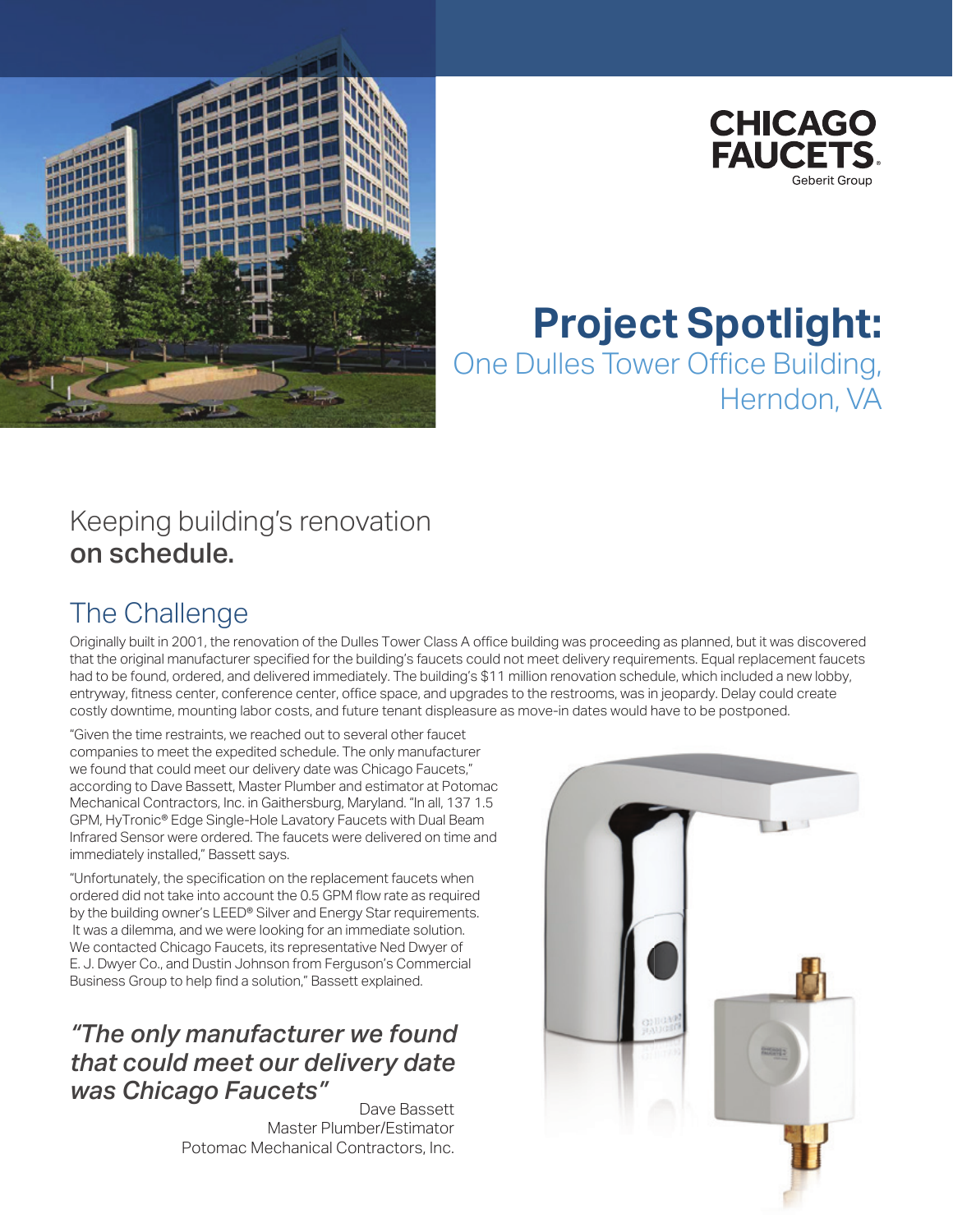CHICAGO FAUCETS
Geberit Group

# Project Spotlight:

## One Dulles Tower Office Building, Herndon, VA

## Keeping building's renovation **on schedule.**

## The Challenge

Originally built in 2001, the renovation of the Dulles Tower Class A office building was proceeding as planned, but it was discovered that the original manufacturer specified for the building's faucets could not meet delivery requirements. Equal replacement faucets had to be found, ordered, and delivered immediately. The building's $11 million renovation schedule, which included a new lobby, entryway, fitness center, conference center, office space, and upgrades to the restrooms, was in jeopardy. Delay could create costly downtime, mounting labor costs, and future tenant displeasure as move-in dates would have to be postponed.

"Given the time restraints, we reached out to several other faucet companies to meet the expedited schedule. The only manufacturer we found that could meet our delivery date was Chicago Faucets," according to Dave Bassett, Master Plumber and estimator at Potomac Mechanical Contractors, Inc. in Gaithersburg, Maryland. "In all, 137 1.5 GPM, HyTronic® Edge Single-Hole Lavatory Faucets with Dual Beam Infrared Sensor were ordered. The faucets were delivered on time and immediately installed," Bassett says.

"Unfortunately, the specification on the replacement faucets when ordered did not take into account the 0.5 GPM flow rate as required by the building owner's LEED® Silver and Energy Star requirements. It was a dilemma, and we were looking for an immediate solution. We contacted Chicago Faucets, its representative Ned Dwyer of E. J. Dwyer Co., and Dustin Johnson from Ferguson's Commercial Business Group to help find a solution," Bassett explained.

> *"The only manufacturer we found that could meet our delivery date was Chicago Faucets"*
>
> Dave Bassett
> Master Plumber/Estimator
> Potomac Mechanical Contractors, Inc.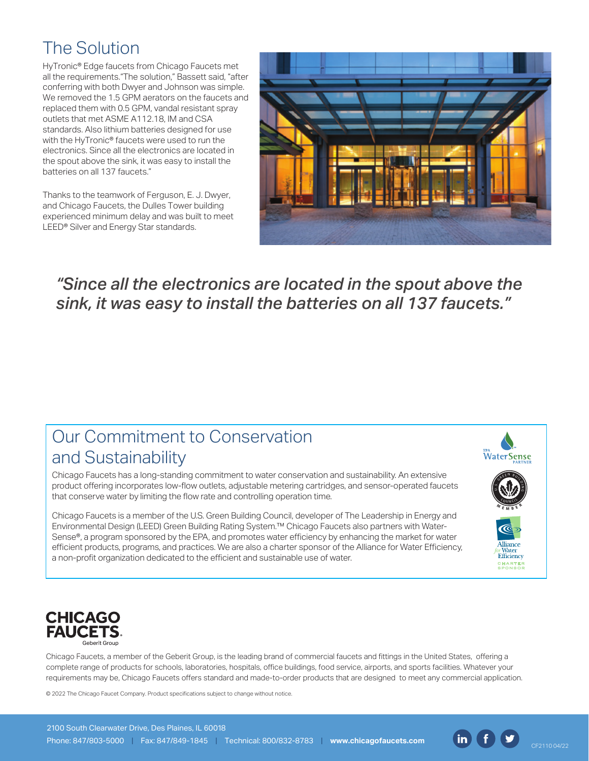## The Solution

HyTronic® Edge faucets from Chicago Faucets met all the requirements."The solution," Bassett said, "after conferring with both Dwyer and Johnson was simple. We removed the 1.5 GPM aerators on the faucets and replaced them with 0.5 GPM, vandal resistant spray outlets that met ASME A112.18, IM and CSA standards. Also lithium batteries designed for use with the HyTronic® faucets were used to run the electronics. Since all the electronics are located in the spout above the sink, it was easy to install the batteries on all 137 faucets."

Thanks to the teamwork of Ferguson, E. J. Dwyer, and Chicago Faucets, the Dulles Tower building experienced minimum delay and was built to meet LEED® Silver and Energy Star standards.

*"Since all the electronics are located in the spout above the sink, it was easy to install the batteries on all 137 faucets."*

## Our Commitment to Conservation and Sustainability

Chicago Faucets has a long-standing commitment to water conservation and sustainability. An extensive product offering incorporates low-flow outlets, adjustable metering cartridges, and sensor-operated faucets that conserve water by limiting the flow rate and controlling operation time.

Chicago Faucets is a member of the U.S. Green Building Council, developer of The Leadership in Energy and Environmental Design (LEED) Green Building Rating System.™ Chicago Faucets also partners with WaterSense®, a program sponsored by the EPA, and promotes water efficiency by enhancing the market for water efficient products, programs, and practices. We are also a charter sponsor of the Alliance for Water Efficiency, a non-profit organization dedicated to the efficient and sustainable use of water.

EPA WaterSense PARTNER

U.S. Green Building Council MEMBER

Alliance for Water Efficiency CHARTER SPONSOR

**CHICAGO FAUCETS**
Geberit Group

Chicago Faucets, a member of the Geberit Group, is the leading brand of commercial faucets and fittings in the United States, offering a complete range of products for schools, laboratories, hospitals, office buildings, food service, airports, and sports facilities. Whatever your requirements may be, Chicago Faucets offers standard and made-to-order products that are designed to meet any commercial application.

© 2022 The Chicago Faucet Company. Product specifications subject to change without notice.

2100 South Clearwater Drive, Des Plaines, IL 60018
Phone: 847/803-5000 | Fax: 847/849-1845 | Technical: 800/832-8783 | **www.chicagofaucets.com**

CF2110 04/22